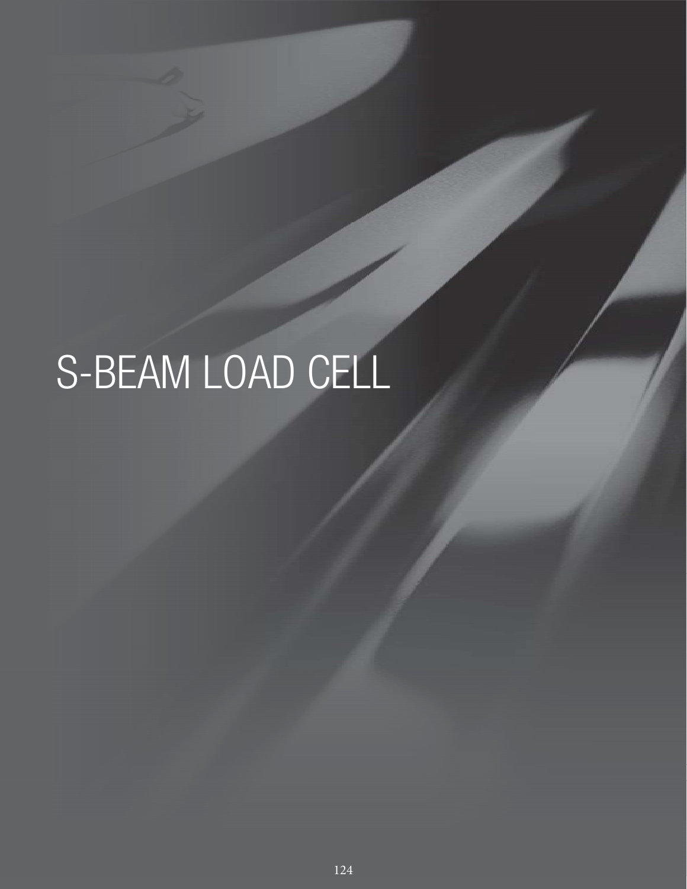# S-BEAM LOAD CELL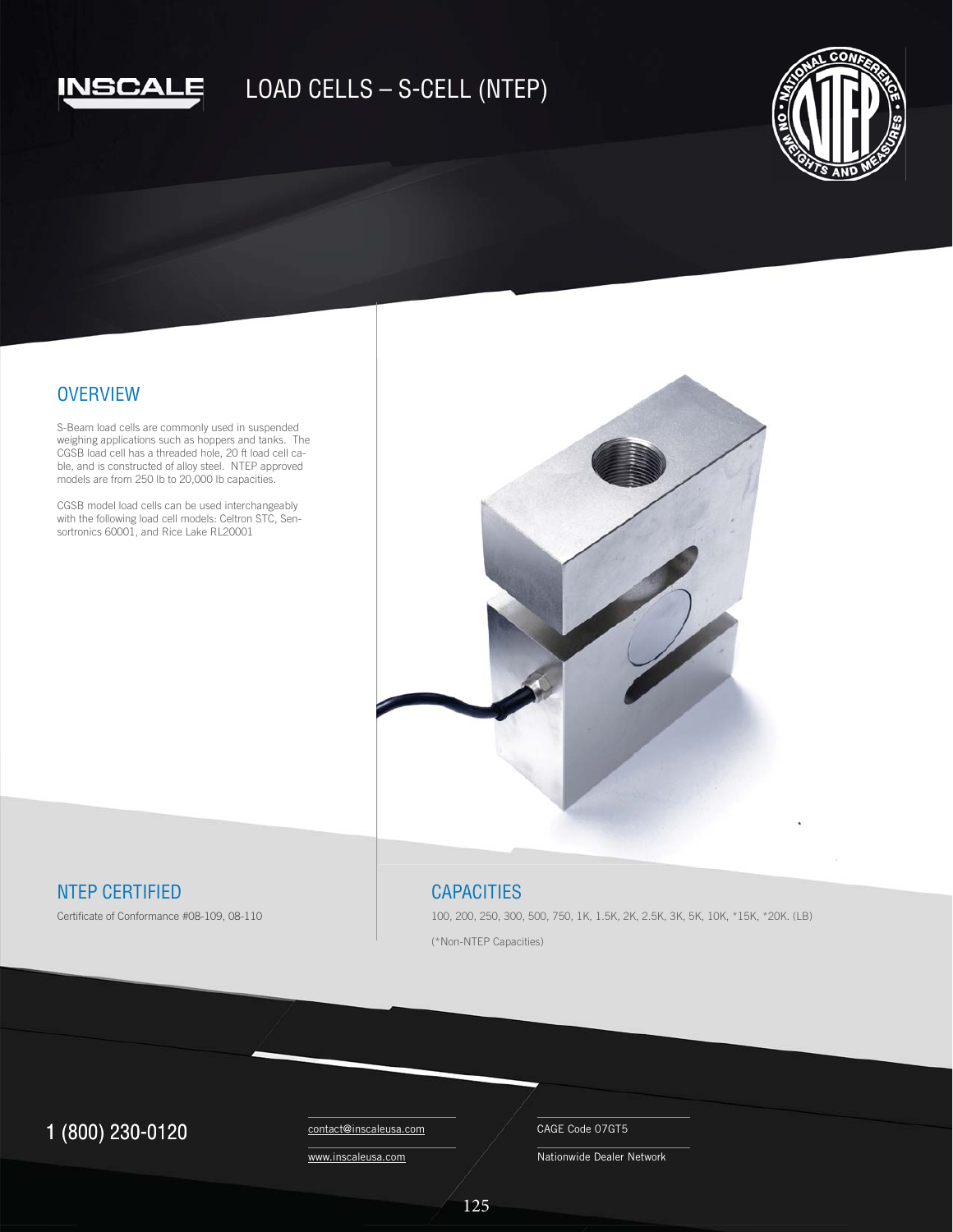# LOAD CELLS – S-CELL (NTEP)

## OVERVIEW

S-Beam load cells are commonly used in suspended weighing applications such as hoppers and tanks. The CGSB load cell has a threaded hole, 20 ft load cell cable, and is constructed of alloy steel. NTEP approved models are from 250 lb to 20,000 lb capacities.

CGSB model load cells can be used interchangeably with the following load cell models: Celtron STC, Sensortronics 60001, and Rice Lake RL20001

## NTEP CERTIFIED

Certificate of Conformance #08-109, 08-110

## CAPACITIES

100, 200, 250, 300, 500, 750, 1K, 1.5K, 2K, 2.5K, 3K, 5K, 10K, *15K, *20K. (LB)

(*Non-NTEP Capacities)

1 (800) 230-0120

contact@inscaleusa.com

www.inscaleusa.com

CAGE Code 07GT5

Nationwide Dealer Network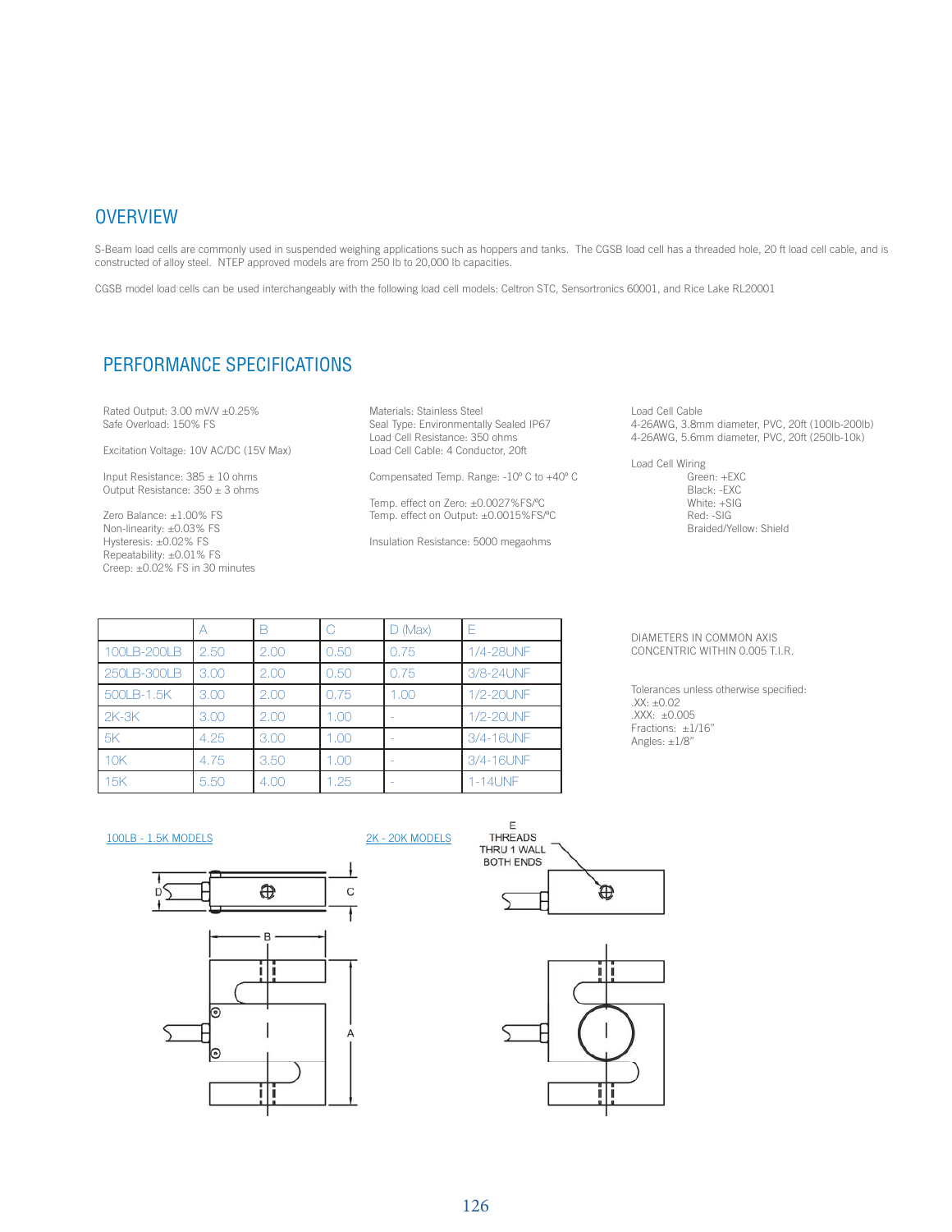## OVERVIEW

S-Beam load cells are commonly used in suspended weighing applications such as hoppers and tanks. The CGSB load cell has a threaded hole, 20 ft load cell cable, and is constructed of alloy steel. NTEP approved models are from 250 lb to 20,000 lb capacities.

CGSB model load cells can be used interchangeably with the following load cell models: Celtron STC, Sensortronics 60001, and Rice Lake RL20001

## PERFORMANCE SPECIFICATIONS

Rated Output: 3.00 mV/V ±0.25%
Safe Overload: 150% FS

Excitation Voltage: 10V AC/DC (15V Max)

Input Resistance: 385 ± 10 ohms
Output Resistance: 350 ± 3 ohms

Zero Balance: ±1.00% FS
Non-linearity: ±0.03% FS
Hysteresis: ±0.02% FS
Repeatability: ±0.01% FS
Creep: ±0.02% FS in 30 minutes

Materials: Stainless Steel
Seal Type: Environmentally Sealed IP67
Load Cell Resistance: 350 ohms
Load Cell Cable: 4 Conductor, 20ft

Compensated Temp. Range: -10º C to +40º C

Temp. effect on Zero: ±0.0027%FS/ºC
Temp. effect on Output: ±0.0015%FS/ºC

Insulation Resistance: 5000 megaohms

Load Cell Cable
4-26AWG, 3.8mm diameter, PVC, 20ft (100lb-200lb)
4-26AWG, 5.6mm diameter, PVC, 20ft (250lb-10k)

Load Cell Wiring
- Green: +EXC
- Black: -EXC
- White: +SIG
- Red: -SIG
- Braided/Yellow: Shield

| | A | B | C | D (Max) | E |
|---|---|---|---|---|---|
| 100LB-200LB | 2.50 | 2.00 | 0.50 | 0.75 | 1/4-28UNF |
| 250LB-300LB | 3.00 | 2.00 | 0.50 | 0.75 | 3/8-24UNF |
| 500LB-1.5K | 3.00 | 2.00 | 0.75 | 1.00 | 1/2-20UNF |
| 2K-3K | 3.00 | 2.00 | 1.00 | - | 1/2-20UNF |
| 5K | 4.25 | 3.00 | 1.00 | - | 3/4-16UNF |
| 10K | 4.75 | 3.50 | 1.00 | - | 3/4-16UNF |
| 15K | 5.50 | 4.00 | 1.25 | - | 1-14UNF |

DIAMETERS IN COMMON AXIS CONCENTRIC WITHIN 0.005 T.I.R.

Tolerances unless otherwise specified:
.XX: ±0.02
.XXX: ±0.005
Fractions: ±1/16"
Angles: ±1/8"

100LB - 1.5K MODELS

2K - 20K MODELS

E THREADS THRU 1 WALL BOTH ENDS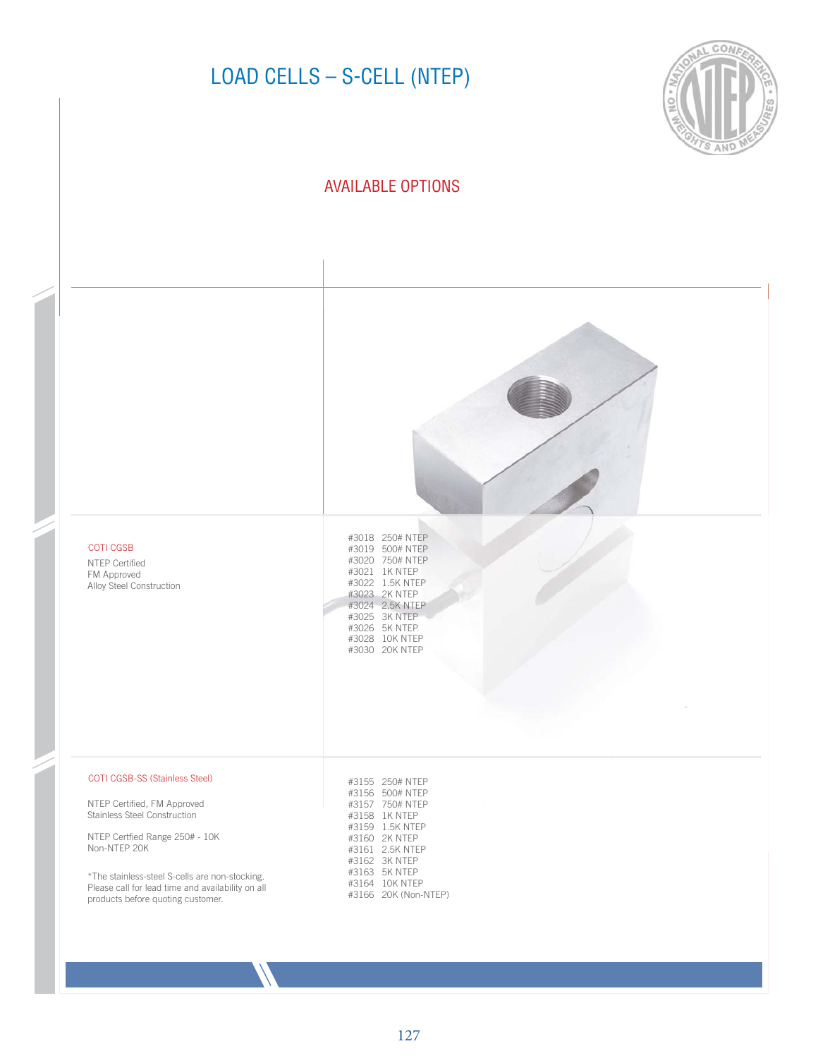# LOAD CELLS – S-CELL (NTEP)

## AVAILABLE OPTIONS

| | |
|---|---|
| **COTI CGSB**<br>NTEP Certified<br>FM Approved<br>Alloy Steel Construction | #3018 250# NTEP<br>#3019 500# NTEP<br>#3020 750# NTEP<br>#3021 1K NTEP<br>#3022 1.5K NTEP<br>#3023 2K NTEP<br>#3024 2.5K NTEP<br>#3025 3K NTEP<br>#3026 5K NTEP<br>#3028 10K NTEP<br>#3030 20K NTEP |
| **COTI CGSB-SS (Stainless Steel)**<br>NTEP Certified, FM Approved<br>Stainless Steel Construction<br><br>NTEP Certfied Range 250# - 10K<br>Non-NTEP 20K<br><br>*The stainless-steel S-cells are non-stocking. Please call for lead time and availability on all products before quoting customer. | #3155 250# NTEP<br>#3156 500# NTEP<br>#3157 750# NTEP<br>#3158 1K NTEP<br>#3159 1.5K NTEP<br>#3160 2K NTEP<br>#3161 2.5K NTEP<br>#3162 3K NTEP<br>#3163 5K NTEP<br>#3164 10K NTEP<br>#3166 20K (Non-NTEP) |